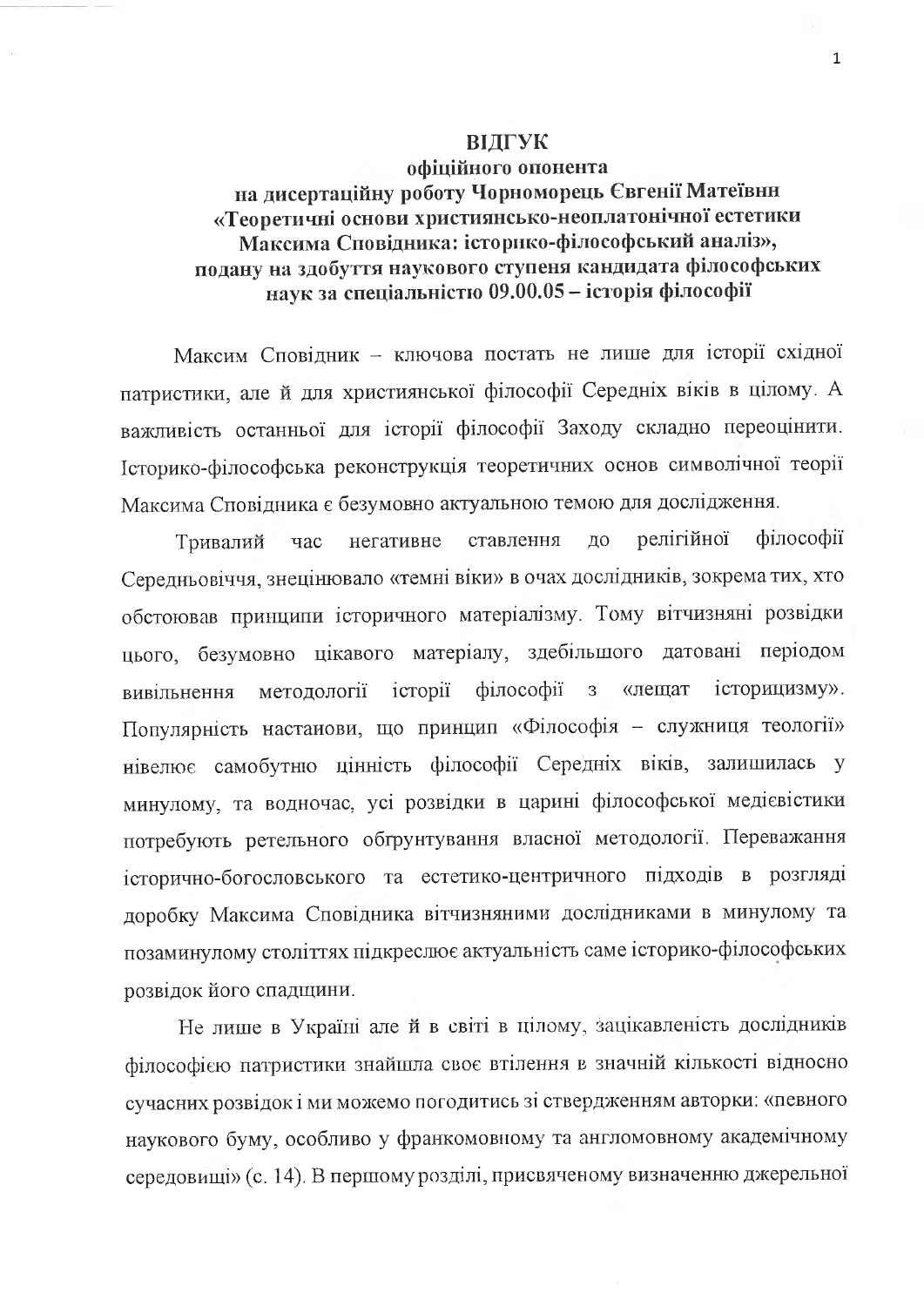**ВІДГУК**

**офіційного опонента**

**на дисертаційну роботу Чорноморець Євгенії Матеївни «Теоретичні основи християнсько-неоплатонічної естетики Максима Сповідника: історико-філософський аналіз», подану на здобуття наукового ступеня кандидата філософських наук за спеціальністю 09.00.05 – історія філософії**

Максим Сповідник – ключова постать не лише для історії східної патристики, але й для християнської філософії Середніх віків в цілому. А важливість останньої для історії філософії Заходу складно переоцінити. Історико-філософська реконструкція теоретичних основ символічної теорії Максима Сповідника є безумовно актуальною темою для дослідження.

Тривалий час негативне ставлення до релігійної філософії Середньовіччя, знецінювало «темні віки» в очах дослідників, зокрема тих, хто обстоював принципи історичного матеріалізму. Тому вітчизняні розвідки цього, безумовно цікавого матеріалу, здебільшого датовані періодом вивільнення методології історії філософії з «лещат історицизму». Популярність настанови, що принцип «Філософія – служниця теології» нівелює самобутню цінність філософії Середніх віків, залишилась у минулому, та водночас, усі розвідки в царині філософської медієвістики потребують ретельного обґрунтування власної методології. Переважання історично-богословського та естетико-центричного підходів в розгляді доробку Максима Сповідника вітчизняними дослідниками в минулому та позаминулому століттях підкреслює актуальність саме історико-філософських розвідок його спадщини.

Не лише в Україні але й в світі в цілому, зацікавленість дослідників філософією патристики знайшла своє втілення в значній кількості відносно сучасних розвідок і ми можемо погодитись зі твердженням авторки: «певного наукового буму, особливо у франкомовному та англомовному академічному середовищі» (с. 14). В першому розділі, присвяченому визначенню джерельної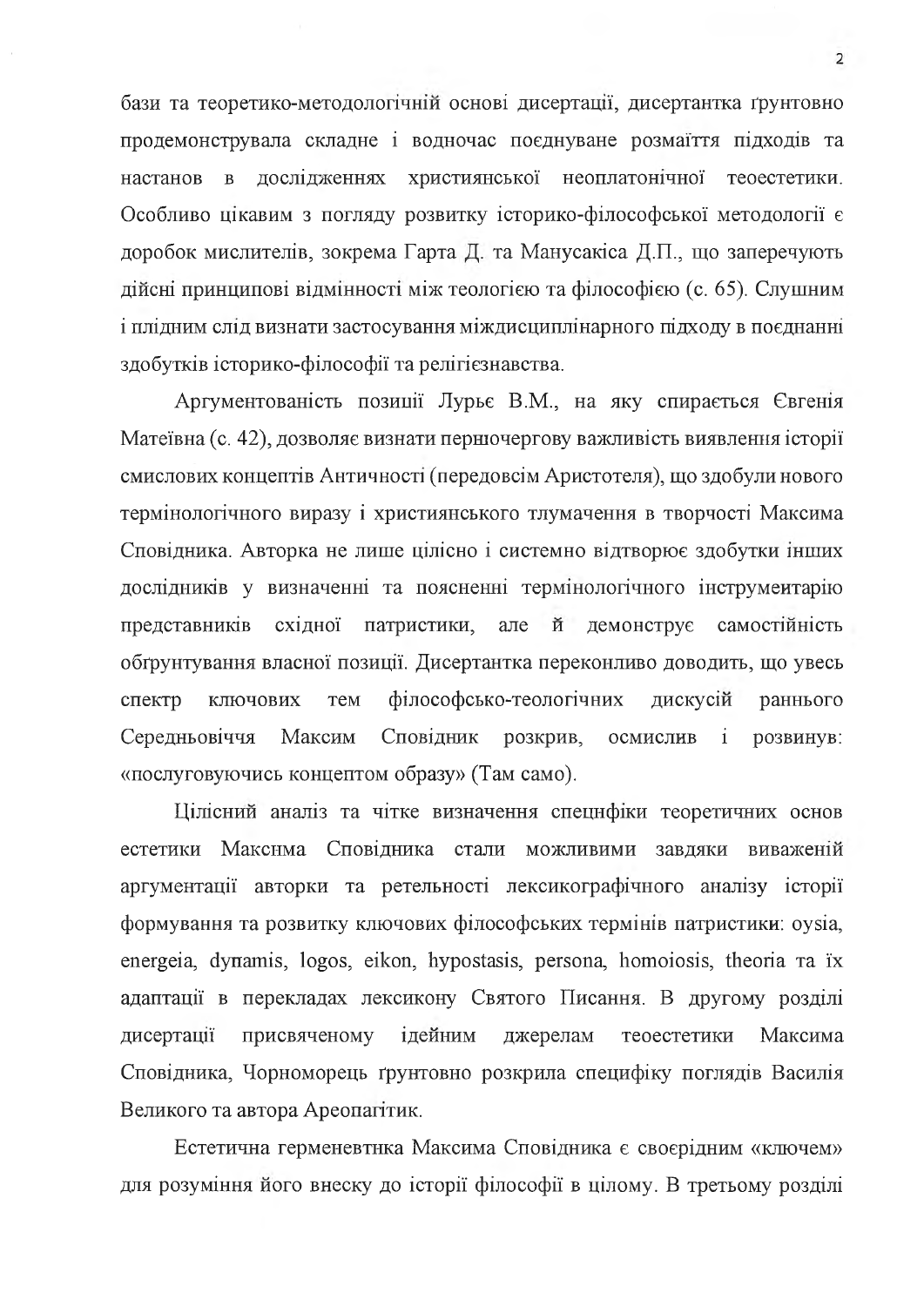бази та теоретико-методологічній основі дисертації, дисертантка ґрунтовно продемонструвала складне і водночас поєднуване розмаїття підходів та настанов в дослідженнях християнської неоплатонічної теоестетики. Особливо цікавим з погляду розвитку історико-філософської методології є доробок мислителів, зокрема Гарта Д. та Манусакіса Д.П., що заперечують дійсні принципові відмінності між теологією та філософією (с. 65). Слушним і плідним слід визнати застосування міждисциплінарного підходу в поєднанні здобутків історико-філософії та релігієзнавства.

Аргументованість позиції Лурьє В.М., на яку спирається Євгенія Матеївна (с. 42), дозволяє визнати першочергову важливість виявлення історії смислових концептів Античності (передовсім Аристотеля), що здобули нового термінологічного виразу і християнського тлумачення в творчості Максима Сповідника. Авторка не лише цілісно і системно відтворює здобутки інших дослідників у визначенні та поясненні термінологічного інструментарію представників східної патристики, але й демонструє самостійність обґрунтування власної позиції. Дисертантка переконливо доводить, що увесь спектр ключових тем філософсько-теологічних дискусій раннього Середньовіччя Максим Сповідник розкрив, осмислив і розвинув: «послуговуючись концептом образу» (Там само).

Цілісний аналіз та чітке визначення специфіки теоретичних основ естетики Максима Сповідника стали можливими завдяки виваженій аргументації авторки та ретельності лексикографічного аналізу історії формування та розвитку ключових філософських термінів патристики: oysia, energeia, dynamis, logos, eikon, hypostasis, persona, homoiosis, theoria та їх адаптації в перекладах лексикону Святого Писання. В другому розділі дисертації присвяченому ідейним джерелам теоестетики Максима Сповідника, Чорноморець ґрунтовно розкрила специфіку поглядів Василія Великого та автора Ареопагітик.

Естетична герменевтика Максима Сповідника є своєрідним «ключем» для розуміння його внеску до історії філософії в цілому. В третьому розділі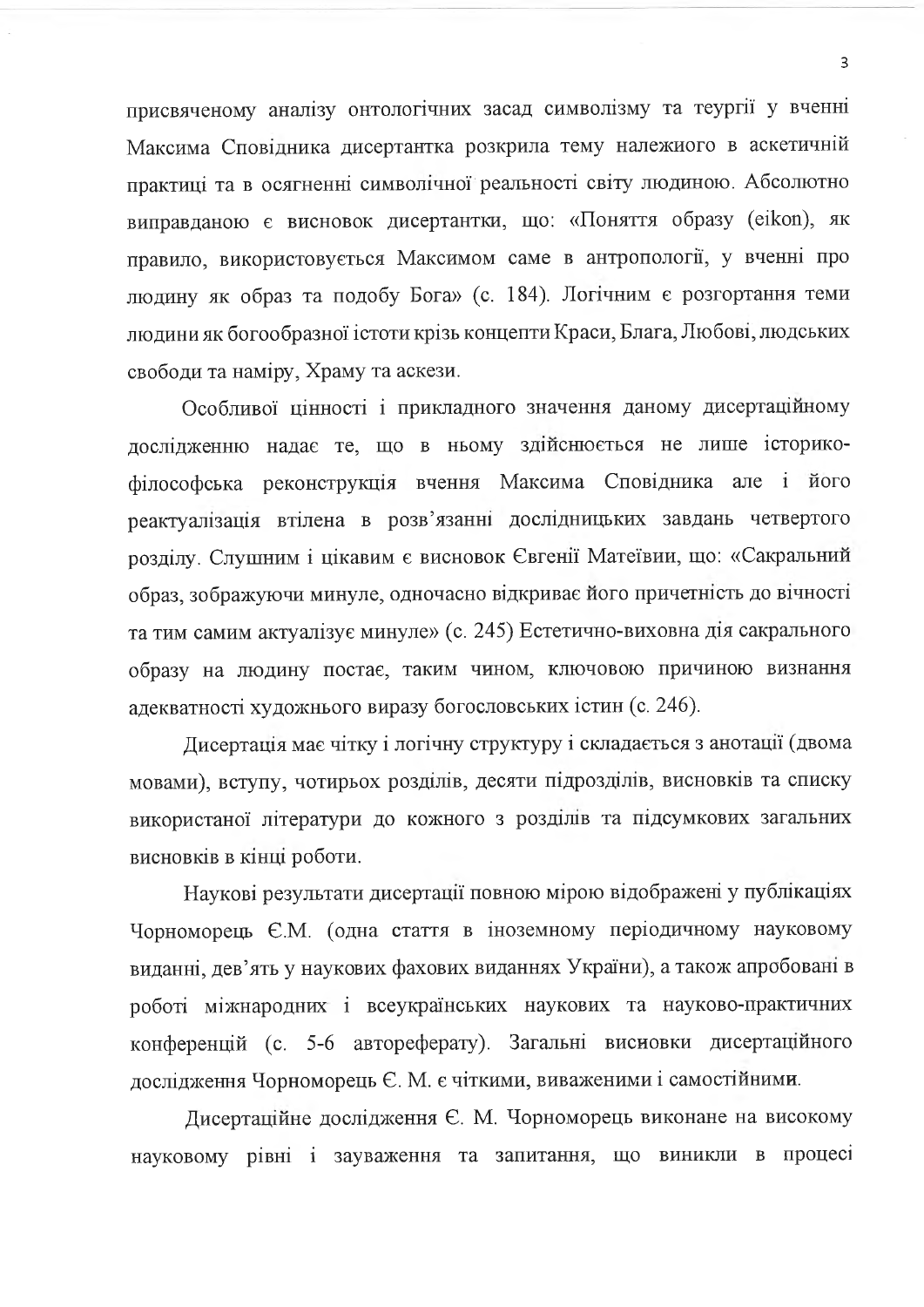присвяченому аналізу онтологічних засад символізму та теургії у вченні Максима Сповідника дисертантка розкрила тему належиого в аскетичній практиці та в осягненні символічної реальності світу людиною. Абсолютно виправданою є висновок дисертантки, що: «Поняття образу (eikon), як правило, використовується Максимом саме в антропології, у вченні про людину як образ та подобу Бога» (с. 184). Логічним є розгортання теми людини як богообразної істоти крізь концепти Краси, Блага, Любові, людських свободи та наміру, Храму та аскези.

Особливої цінності і прикладного значення даному дисертаційному дослідженню надає те, що в ньому здійснюється не лише історико-філософська реконструкція вчення Максима Сповідника але і його реактуалізація втілена в розв'язанні дослідницьких завдань четвертого розділу. Слушним і цікавим є висновок Євгенії Матеївни, що: «Сакральний образ, зображуючи минуле, одночасно відкриває його причетність до вічності та тим самим актуалізує минуле» (с. 245) Естетично-виховна дія сакрального образу на людину постає, таким чином, ключовою причиною визнання адекватності художнього виразу богословських істин (с. 246).

Дисертація має чітку і логічну структуру і складається з анотації (двома мовами), вступу, чотирьох розділів, десяти підрозділів, висновків та списку використаної літератури до кожного з розділів та підсумкових загальних висновків в кінці роботи.

Наукові результати дисертації повною мірою відображені у публікаціях Чорноморець Є.М. (одна стаття в іноземному періодичному науковому виданні, дев'ять у наукових фахових виданнях України), а також апробовані в роботі міжнародних і всеукраїнських наукових та науково-практичних конференцій (с. 5-6 автореферату). Загальні висновки дисертаційного дослідження Чорноморець Є. М. є чіткими, виваженими і самостійними.

Дисертаційне дослідження Є. М. Чорноморець виконане на високому науковому рівні і зауваження та запитання, що виникли в процесі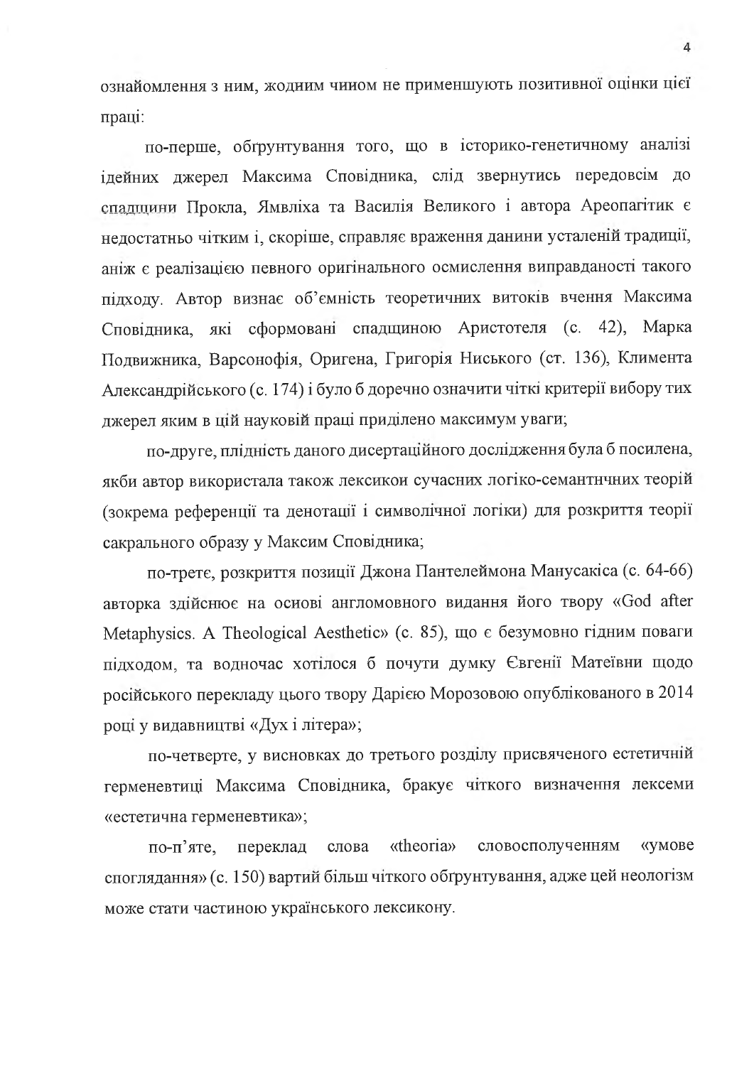ознайомлення з ним, жодним чиом не применшують позитивної оцінки цієї праці:

по-перше, обґрунтування того, що в історико-генетичному аналізі ідейних джерел Максима Сповідника, слід звернутись передовсім до спадщини Прокла, Ямвліха та Василія Великого і автора Ареопагітик є недостатньо чітким і, скоріше, справляє враження данини усталеній традиції, аніж є реалізацією певного оригінального осмислення виправданості такого підходу. Автор визнає об'ємність теоретичних витоків вчення Максима Сповідника, які сформовані спадщиною Аристотеля (с. 42), Марка Подвижника, Варсонофія, Оригена, Григорія Ниського (ст. 136), Климента Александрійського (с. 174) і було б доречно означити чіткі критерії вибору тих джерел яким в цій науковій праці приділено максимум уваги;

по-друге, плідність даного дисертаційного дослідження була б посилена, якби автор використала також лексикон сучасних логіко-семантичних теорій (зокрема референції та денотації і символічної логіки) для розкриття теорії сакрального образу у Максим Сповідника;

по-третє, розкриття позиції Джона Пантелеймона Манусакіса (с. 64-66) авторка здійснює на основі англомовного видання його твору «God after Metaphysics. A Theological Aesthetic» (с. 85), що є безумовно гідним поваги підходом, та водночас хотілося б почути думку Євгенії Матеївни щодо російського перекладу цього твору Дарією Морозовою опублікованого в 2014 році у видавництві «Дух і літера»;

по-четверте, у висновках до третього розділу присвяченого естетичній герменевтиці Максима Сповідника, бракує чіткого визначення лексеми «естетична герменевтика»;

по-п'яте, переклад слова «theoria» словосполученням «умове споглядання» (с. 150) вартий більш чіткого обґрунтування, адже цей неологізм може стати частиною українського лексикону.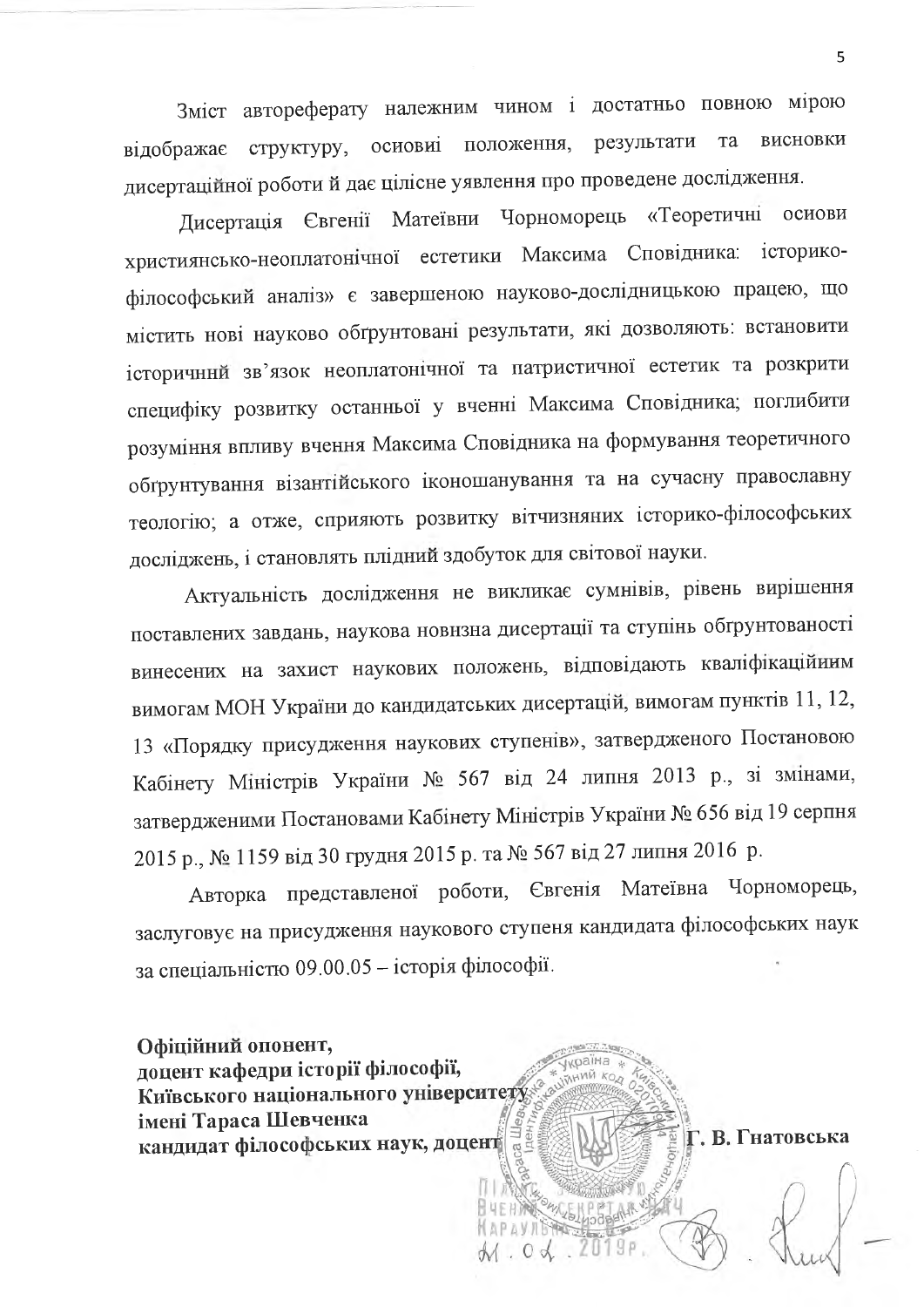Зміст автореферату належним чином і достатньо повною мірою відображає структуру, осноивні положення, результати та висновки дисертаційної роботи й дає цілісне уявлення про проведене дослідження.

Дисертація Євгенії Матеївни Чорноморець «Теоретичні основи християнсько-неоплатонічної естетики Максима Сповідника: історико-філософський аналіз» є завершеною науково-дослідницькою працею, що містить нові науково обґрунтовані результати, які дозволяють: встановити історичнний зв'язок неоплатонічної та патристичної естетик та розкрити специфіку розвитку останньої у вченні Максима Сповідника; поглибити розуміння впливу вчення Максима Сповідника на формування теоретичного обґрунтування візантійського іконошанування та на сучасну православну теологію; а отже, сприяють розвитку вітчизняних історико-філософських досліджень, і становлять плідний здобуток для світової науки.

Актуальність дослідження не викликає сумнівів, рівень вирішення поставлених завдань, наукова новизна дисертації та ступінь обґрунтованості винесених на захист наукових положень, відповідають кваліфікаційним вимогам МОН України до кандидатських дисертацій, вимогам пунктів 11, 12, 13 «Порядку присудження наукових ступенів», затвердженого Постановою Кабінету Міністрів України № 567 від 24 липня 2013 р., зі змінами, затвердженими Постановами Кабінету Міністрів України № 656 від 19 серпня 2015 р., № 1159 від 30 грудня 2015 р. та № 567 від 27 липня 2016 р.

Авторка представленої роботи, Євгенія Матеївна Чорноморець, заслуговує на присудження наукового ступеня кандидата філософських наук за спеціальністю 09.00.05 – історія філософії.

**Офіційний опонент,**
**доцент кафедри історії філософії,**
**Київського національного університету**
**імені Тараса Шевченка**
**кандидат філософських наук, доцент** **Г. В. Гнатовська**